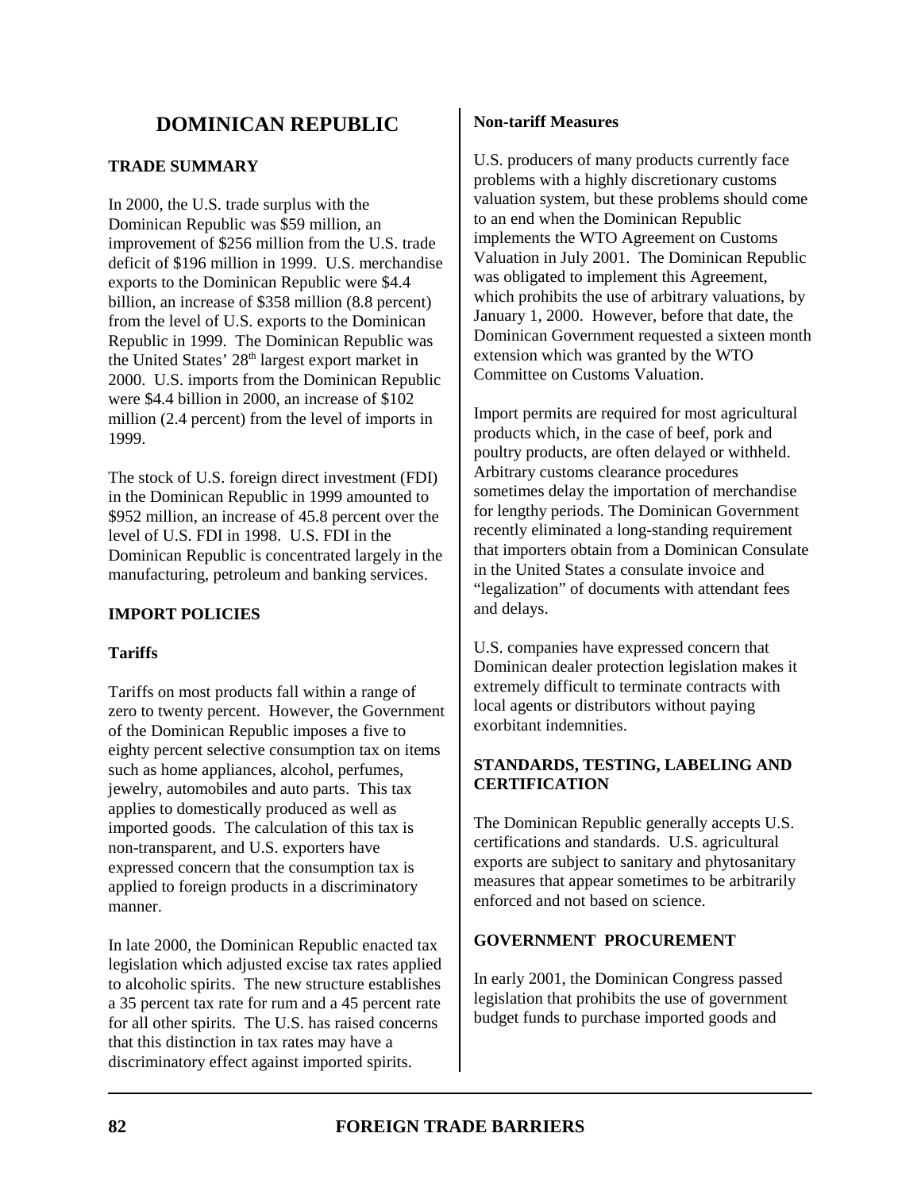# DOMINICAN REPUBLIC

## TRADE SUMMARY

In 2000, the U.S. trade surplus with the Dominican Republic was \$59 million, an improvement of \$256 million from the U.S. trade deficit of \$196 million in 1999. U.S. merchandise exports to the Dominican Republic were \$4.4 billion, an increase of \$358 million (8.8 percent) from the level of U.S. exports to the Dominican Republic in 1999. The Dominican Republic was the United States' 28th largest export market in 2000. U.S. imports from the Dominican Republic were \$4.4 billion in 2000, an increase of \$102 million (2.4 percent) from the level of imports in 1999.

The stock of U.S. foreign direct investment (FDI) in the Dominican Republic in 1999 amounted to \$952 million, an increase of 45.8 percent over the level of U.S. FDI in 1998. U.S. FDI in the Dominican Republic is concentrated largely in the manufacturing, petroleum and banking services.

## IMPORT POLICIES

### Tariffs

Tariffs on most products fall within a range of zero to twenty percent. However, the Government of the Dominican Republic imposes a five to eighty percent selective consumption tax on items such as home appliances, alcohol, perfumes, jewelry, automobiles and auto parts. This tax applies to domestically produced as well as imported goods. The calculation of this tax is non-transparent, and U.S. exporters have expressed concern that the consumption tax is applied to foreign products in a discriminatory manner.

In late 2000, the Dominican Republic enacted tax legislation which adjusted excise tax rates applied to alcoholic spirits. The new structure establishes a 35 percent tax rate for rum and a 45 percent rate for all other spirits. The U.S. has raised concerns that this distinction in tax rates may have a discriminatory effect against imported spirits.

### Non-tariff Measures

U.S. producers of many products currently face problems with a highly discretionary customs valuation system, but these problems should come to an end when the Dominican Republic implements the WTO Agreement on Customs Valuation in July 2001. The Dominican Republic was obligated to implement this Agreement, which prohibits the use of arbitrary valuations, by January 1, 2000. However, before that date, the Dominican Government requested a sixteen month extension which was granted by the WTO Committee on Customs Valuation.

Import permits are required for most agricultural products which, in the case of beef, pork and poultry products, are often delayed or withheld. Arbitrary customs clearance procedures sometimes delay the importation of merchandise for lengthy periods. The Dominican Government recently eliminated a long-standing requirement that importers obtain from a Dominican Consulate in the United States a consulate invoice and "legalization" of documents with attendant fees and delays.

U.S. companies have expressed concern that Dominican dealer protection legislation makes it extremely difficult to terminate contracts with local agents or distributors without paying exorbitant indemnities.

## STANDARDS, TESTING, LABELING AND CERTIFICATION

The Dominican Republic generally accepts U.S. certifications and standards. U.S. agricultural exports are subject to sanitary and phytosanitary measures that appear sometimes to be arbitrarily enforced and not based on science.

## GOVERNMENT PROCUREMENT

In early 2001, the Dominican Congress passed legislation that prohibits the use of government budget funds to purchase imported goods and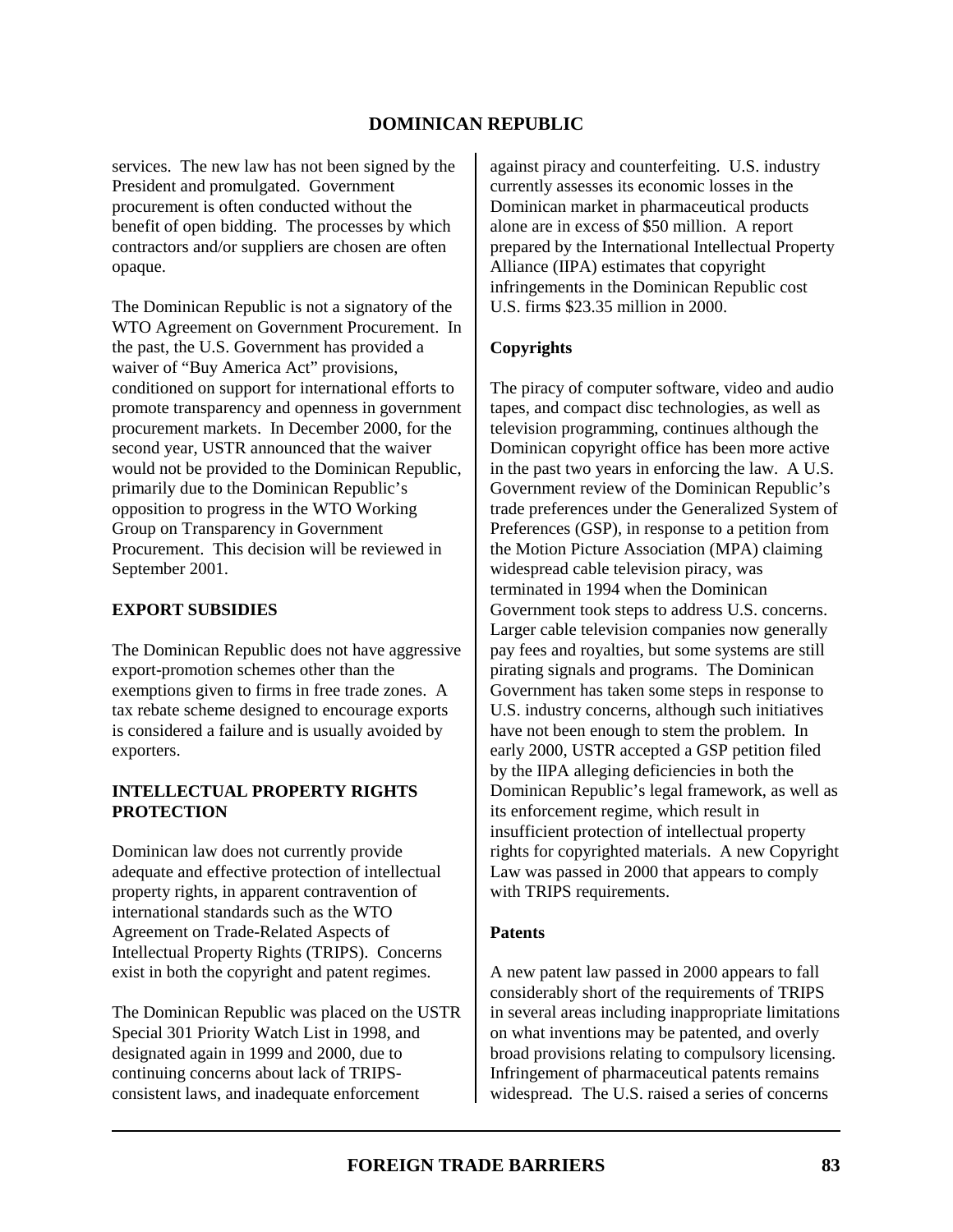services. The new law has not been signed by the President and promulgated. Government procurement is often conducted without the benefit of open bidding. The processes by which contractors and/or suppliers are chosen are often opaque.

The Dominican Republic is not a signatory of the WTO Agreement on Government Procurement. In the past, the U.S. Government has provided a waiver of "Buy America Act" provisions, conditioned on support for international efforts to promote transparency and openness in government procurement markets. In December 2000, for the second year, USTR announced that the waiver would not be provided to the Dominican Republic, primarily due to the Dominican Republic's opposition to progress in the WTO Working Group on Transparency in Government Procurement. This decision will be reviewed in September 2001.

## EXPORT SUBSIDIES

The Dominican Republic does not have aggressive export-promotion schemes other than the exemptions given to firms in free trade zones. A tax rebate scheme designed to encourage exports is considered a failure and is usually avoided by exporters.

## INTELLECTUAL PROPERTY RIGHTS PROTECTION

Dominican law does not currently provide adequate and effective protection of intellectual property rights, in apparent contravention of international standards such as the WTO Agreement on Trade-Related Aspects of Intellectual Property Rights (TRIPS). Concerns exist in both the copyright and patent regimes.

The Dominican Republic was placed on the USTR Special 301 Priority Watch List in 1998, and designated again in 1999 and 2000, due to continuing concerns about lack of TRIPS-consistent laws, and inadequate enforcement against piracy and counterfeiting. U.S. industry currently assesses its economic losses in the Dominican market in pharmaceutical products alone are in excess of $50 million. A report prepared by the International Intellectual Property Alliance (IIPA) estimates that copyright infringements in the Dominican Republic cost U.S. firms $23.35 million in 2000.

### Copyrights

The piracy of computer software, video and audio tapes, and compact disc technologies, as well as television programming, continues although the Dominican copyright office has been more active in the past two years in enforcing the law. A U.S. Government review of the Dominican Republic's trade preferences under the Generalized System of Preferences (GSP), in response to a petition from the Motion Picture Association (MPA) claiming widespread cable television piracy, was terminated in 1994 when the Dominican Government took steps to address U.S. concerns. Larger cable television companies now generally pay fees and royalties, but some systems are still pirating signals and programs. The Dominican Government has taken some steps in response to U.S. industry concerns, although such initiatives have not been enough to stem the problem. In early 2000, USTR accepted a GSP petition filed by the IIPA alleging deficiencies in both the Dominican Republic's legal framework, as well as its enforcement regime, which result in insufficient protection of intellectual property rights for copyrighted materials. A new Copyright Law was passed in 2000 that appears to comply with TRIPS requirements.

### Patents

A new patent law passed in 2000 appears to fall considerably short of the requirements of TRIPS in several areas including inappropriate limitations on what inventions may be patented, and overly broad provisions relating to compulsory licensing. Infringement of pharmaceutical patents remains widespread. The U.S. raised a series of concerns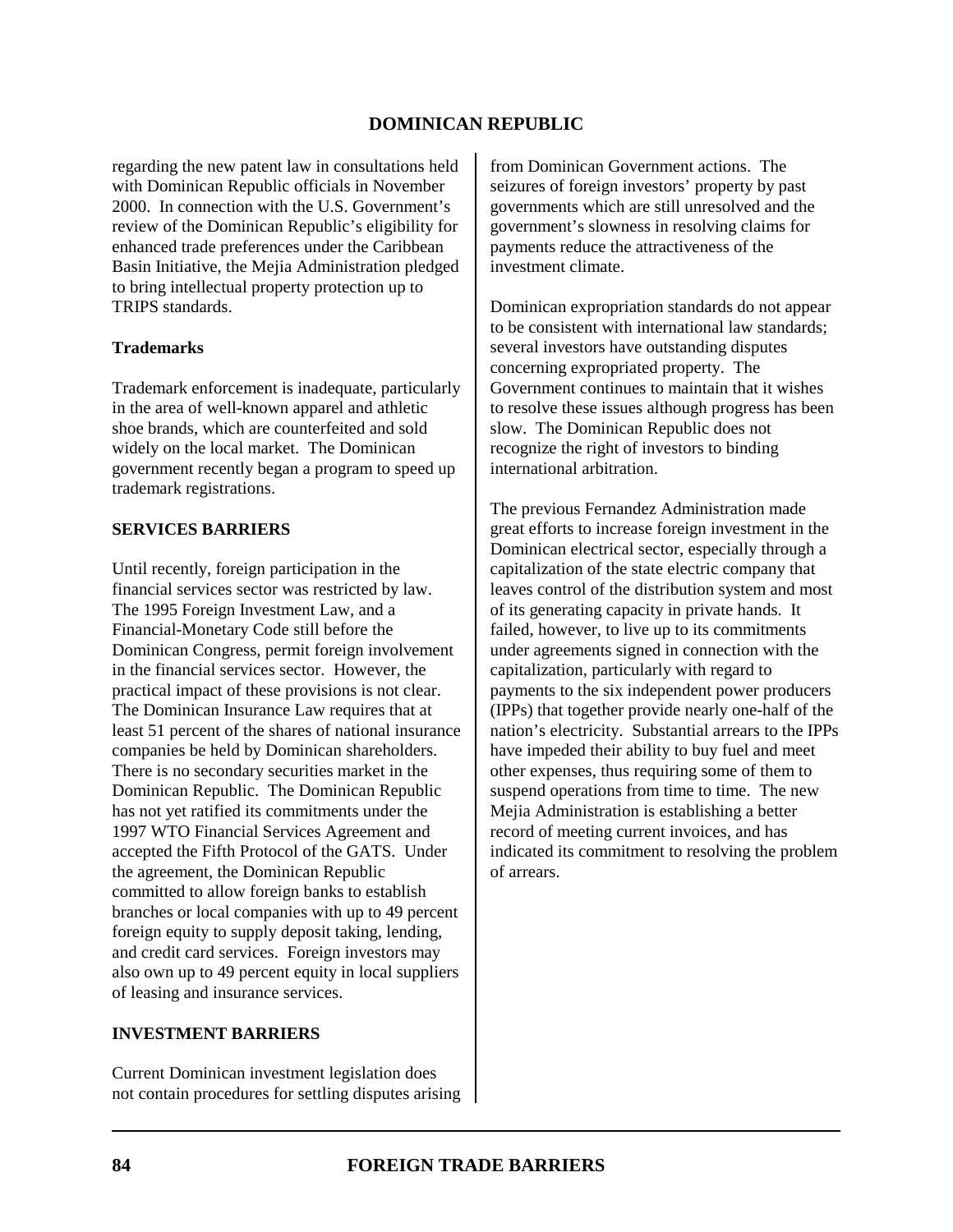regarding the new patent law in consultations held with Dominican Republic officials in November 2000. In connection with the U.S. Government's review of the Dominican Republic's eligibility for enhanced trade preferences under the Caribbean Basin Initiative, the Mejia Administration pledged to bring intellectual property protection up to TRIPS standards.

**Trademarks**

Trademark enforcement is inadequate, particularly in the area of well-known apparel and athletic shoe brands, which are counterfeited and sold widely on the local market. The Dominican government recently began a program to speed up trademark registrations.

## SERVICES BARRIERS

Until recently, foreign participation in the financial services sector was restricted by law. The 1995 Foreign Investment Law, and a Financial-Monetary Code still before the Dominican Congress, permit foreign involvement in the financial services sector. However, the practical impact of these provisions is not clear. The Dominican Insurance Law requires that at least 51 percent of the shares of national insurance companies be held by Dominican shareholders. There is no secondary securities market in the Dominican Republic. The Dominican Republic has not yet ratified its commitments under the 1997 WTO Financial Services Agreement and accepted the Fifth Protocol of the GATS. Under the agreement, the Dominican Republic committed to allow foreign banks to establish branches or local companies with up to 49 percent foreign equity to supply deposit taking, lending, and credit card services. Foreign investors may also own up to 49 percent equity in local suppliers of leasing and insurance services.

## INVESTMENT BARRIERS

Current Dominican investment legislation does not contain procedures for settling disputes arising from Dominican Government actions. The seizures of foreign investors' property by past governments which are still unresolved and the government's slowness in resolving claims for payments reduce the attractiveness of the investment climate.

Dominican expropriation standards do not appear to be consistent with international law standards; several investors have outstanding disputes concerning expropriated property. The Government continues to maintain that it wishes to resolve these issues although progress has been slow. The Dominican Republic does not recognize the right of investors to binding international arbitration.

The previous Fernandez Administration made great efforts to increase foreign investment in the Dominican electrical sector, especially through a capitalization of the state electric company that leaves control of the distribution system and most of its generating capacity in private hands. It failed, however, to live up to its commitments under agreements signed in connection with the capitalization, particularly with regard to payments to the six independent power producers (IPPs) that together provide nearly one-half of the nation's electricity. Substantial arrears to the IPPs have impeded their ability to buy fuel and meet other expenses, thus requiring some of them to suspend operations from time to time. The new Mejia Administration is establishing a better record of meeting current invoices, and has indicated its commitment to resolving the problem of arrears.